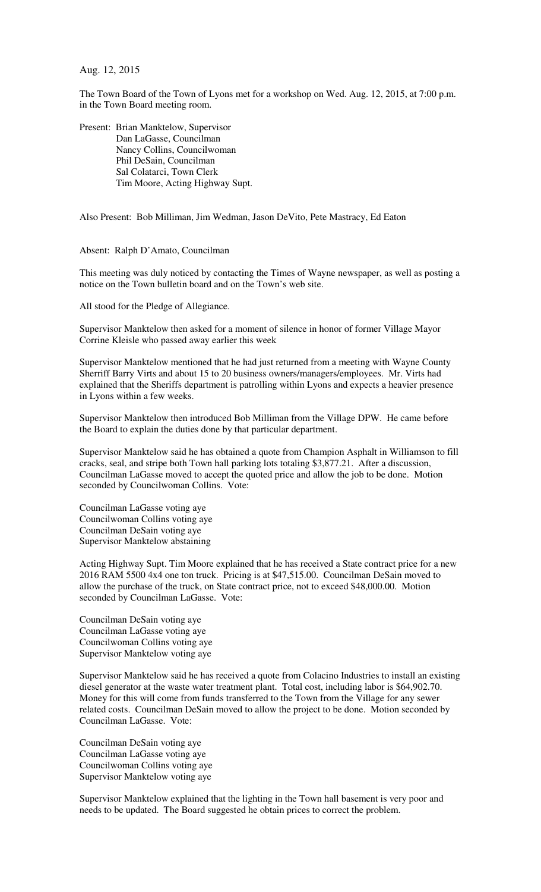Aug. 12, 2015

The Town Board of the Town of Lyons met for a workshop on Wed. Aug. 12, 2015, at 7:00 p.m. in the Town Board meeting room.

Present: Brian Manktelow, Supervisor
Dan LaGasse, Councilman
Nancy Collins, Councilwoman
Phil DeSain, Councilman
Sal Colatarci, Town Clerk
Tim Moore, Acting Highway Supt.

Also Present: Bob Milliman, Jim Wedman, Jason DeVito, Pete Mastracy, Ed Eaton

Absent: Ralph D'Amato, Councilman

This meeting was duly noticed by contacting the Times of Wayne newspaper, as well as posting a notice on the Town bulletin board and on the Town's web site.

All stood for the Pledge of Allegiance.

Supervisor Manktelow then asked for a moment of silence in honor of former Village Mayor Corrine Kleisle who passed away earlier this week

Supervisor Manktelow mentioned that he had just returned from a meeting with Wayne County Sherriff Barry Virts and about 15 to 20 business owners/managers/employees. Mr. Virts had explained that the Sheriffs department is patrolling within Lyons and expects a heavier presence in Lyons within a few weeks.

Supervisor Manktelow then introduced Bob Milliman from the Village DPW. He came before the Board to explain the duties done by that particular department.

Supervisor Manktelow said he has obtained a quote from Champion Asphalt in Williamson to fill cracks, seal, and stripe both Town hall parking lots totaling $3,877.21. After a discussion, Councilman LaGasse moved to accept the quoted price and allow the job to be done. Motion seconded by Councilwoman Collins. Vote:

Councilman LaGasse voting aye
Councilwoman Collins voting aye
Councilman DeSain voting aye
Supervisor Manktelow abstaining

Acting Highway Supt. Tim Moore explained that he has received a State contract price for a new 2016 RAM 5500 4x4 one ton truck. Pricing is at $47,515.00. Councilman DeSain moved to allow the purchase of the truck, on State contract price, not to exceed $48,000.00. Motion seconded by Councilman LaGasse. Vote:

Councilman DeSain voting aye
Councilman LaGasse voting aye
Councilwoman Collins voting aye
Supervisor Manktelow voting aye

Supervisor Manktelow said he has received a quote from Colacino Industries to install an existing diesel generator at the waste water treatment plant. Total cost, including labor is $64,902.70. Money for this will come from funds transferred to the Town from the Village for any sewer related costs. Councilman DeSain moved to allow the project to be done. Motion seconded by Councilman LaGasse. Vote:

Councilman DeSain voting aye
Councilman LaGasse voting aye
Councilwoman Collins voting aye
Supervisor Manktelow voting aye

Supervisor Manktelow explained that the lighting in the Town hall basement is very poor and needs to be updated. The Board suggested he obtain prices to correct the problem.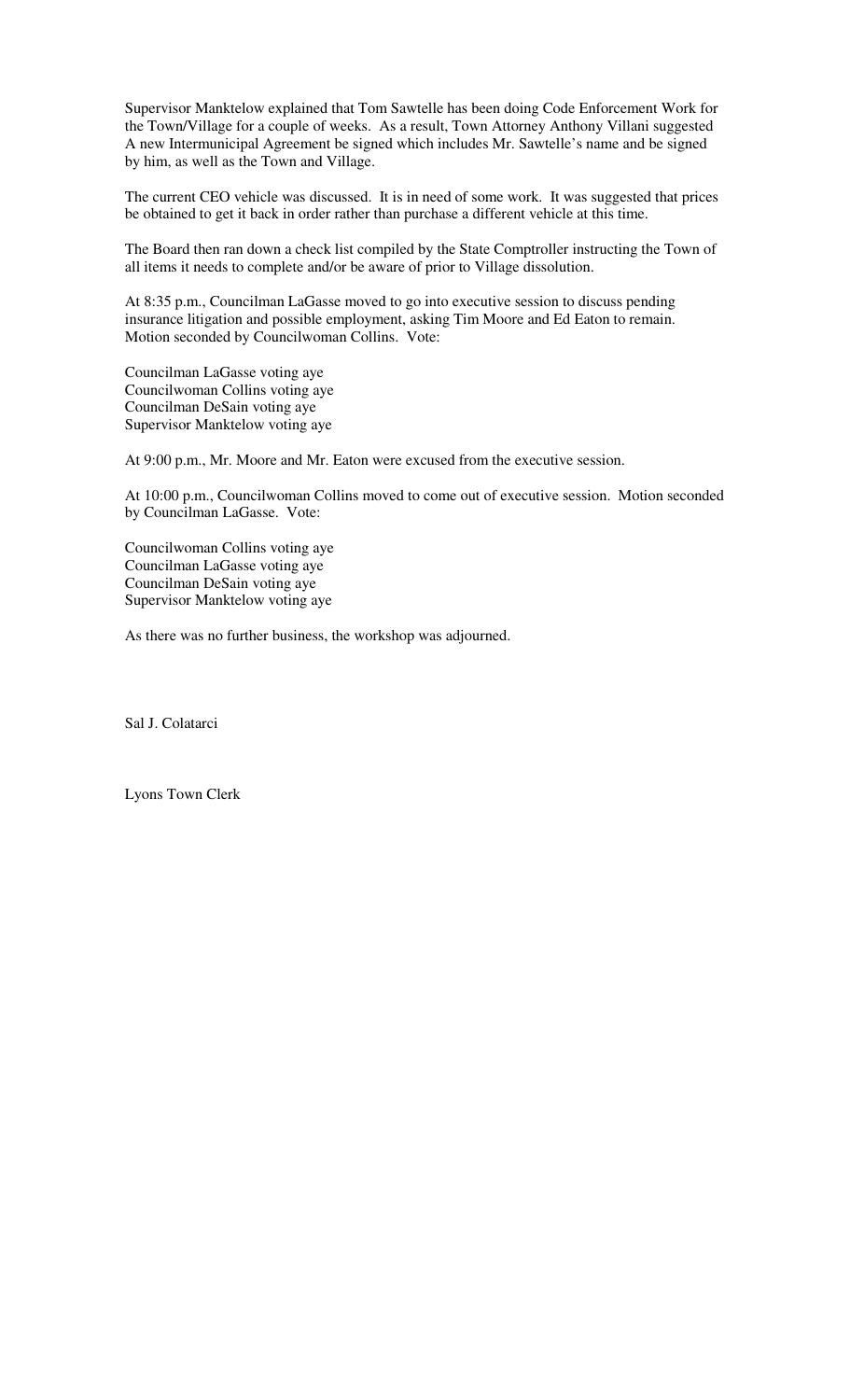Supervisor Manktelow explained that Tom Sawtelle has been doing Code Enforcement Work for the Town/Village for a couple of weeks. As a result, Town Attorney Anthony Villani suggested A new Intermunicipal Agreement be signed which includes Mr. Sawtelle's name and be signed by him, as well as the Town and Village.

The current CEO vehicle was discussed. It is in need of some work. It was suggested that prices be obtained to get it back in order rather than purchase a different vehicle at this time.

The Board then ran down a check list compiled by the State Comptroller instructing the Town of all items it needs to complete and/or be aware of prior to Village dissolution.

At 8:35 p.m., Councilman LaGasse moved to go into executive session to discuss pending insurance litigation and possible employment, asking Tim Moore and Ed Eaton to remain. Motion seconded by Councilwoman Collins. Vote:

Councilman LaGasse voting aye
Councilwoman Collins voting aye
Councilman DeSain voting aye
Supervisor Manktelow voting aye

At 9:00 p.m., Mr. Moore and Mr. Eaton were excused from the executive session.

At 10:00 p.m., Councilwoman Collins moved to come out of executive session. Motion seconded by Councilman LaGasse. Vote:

Councilwoman Collins voting aye
Councilman LaGasse voting aye
Councilman DeSain voting aye
Supervisor Manktelow voting aye

As there was no further business, the workshop was adjourned.

Sal J. Colatarci

Lyons Town Clerk